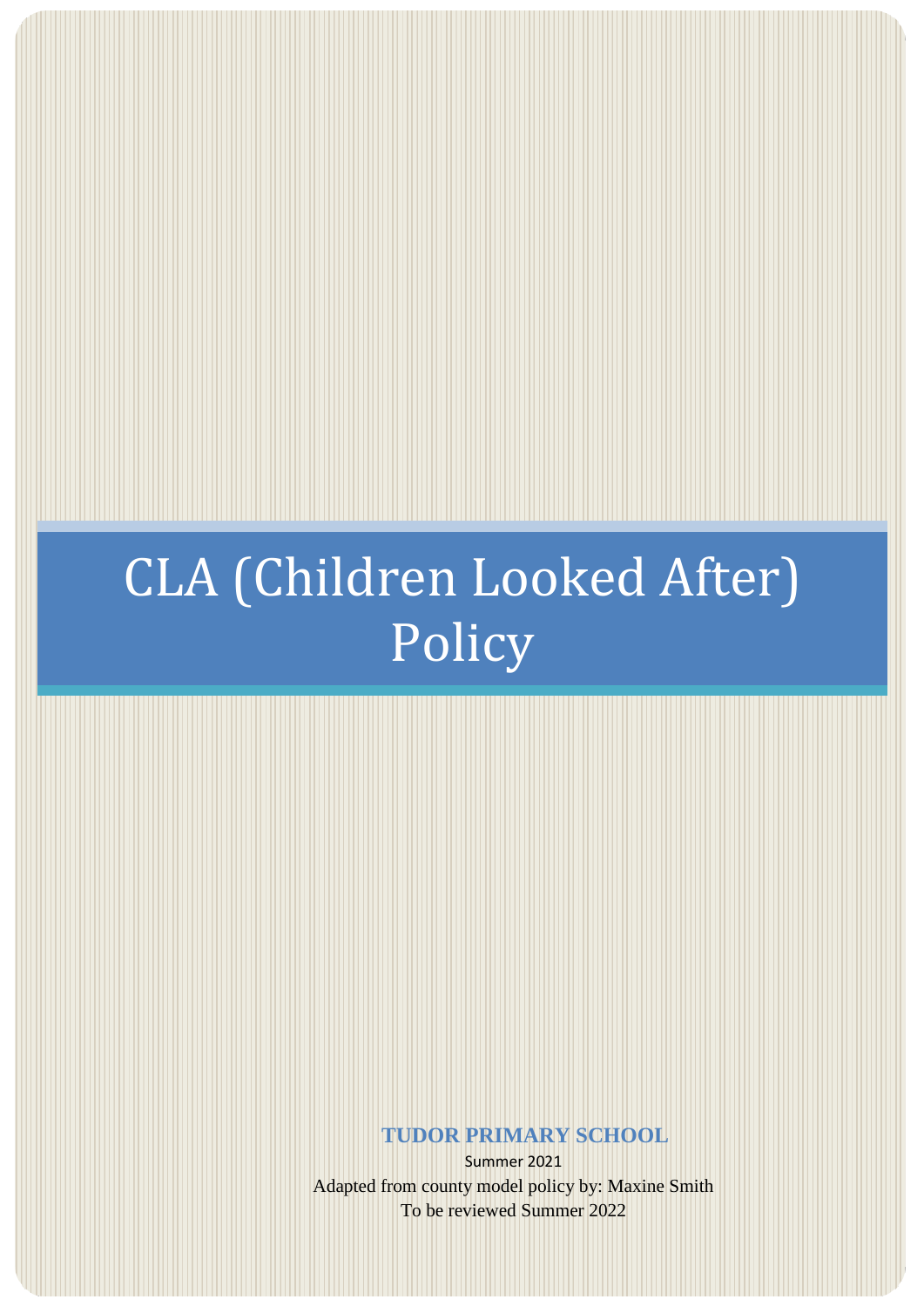# CLA (Children Looked After) Policy

**TUDOR PRIMARY SCHOOL**

Summer 2021

Adapted from county model policy by: Maxine Smith

To be reviewed Summer 2022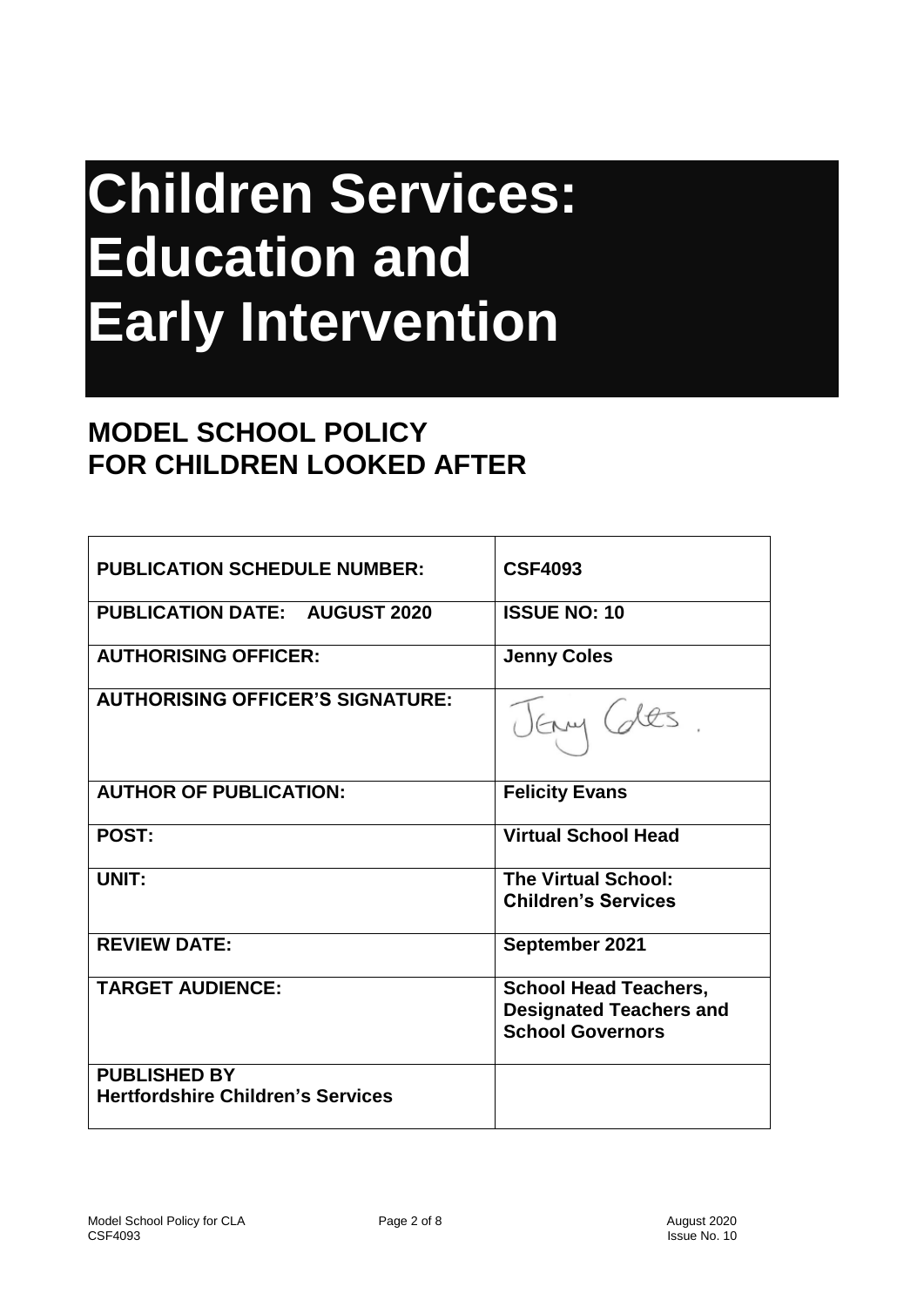# Children Services: Education and Early Intervention

## MODEL SCHOOL POLICY FOR CHILDREN LOOKED AFTER

| | |
|---|---|
| **PUBLICATION SCHEDULE NUMBER:** | **CSF4093** |
| **PUBLICATION DATE: AUGUST 2020** | **ISSUE NO: 10** |
| **AUTHORISING OFFICER:** | **Jenny Coles** |
| **AUTHORISING OFFICER'S SIGNATURE:** | Jenny Coles. |
| **AUTHOR OF PUBLICATION:** | **Felicity Evans** |
| **POST:** | **Virtual School Head** |
| **UNIT:** | **The Virtual School: Children's Services** |
| **REVIEW DATE:** | **September 2021** |
| **TARGET AUDIENCE:** | **School Head Teachers, Designated Teachers and School Governors** |
| **PUBLISHED BY Hertfordshire Children's Services** | |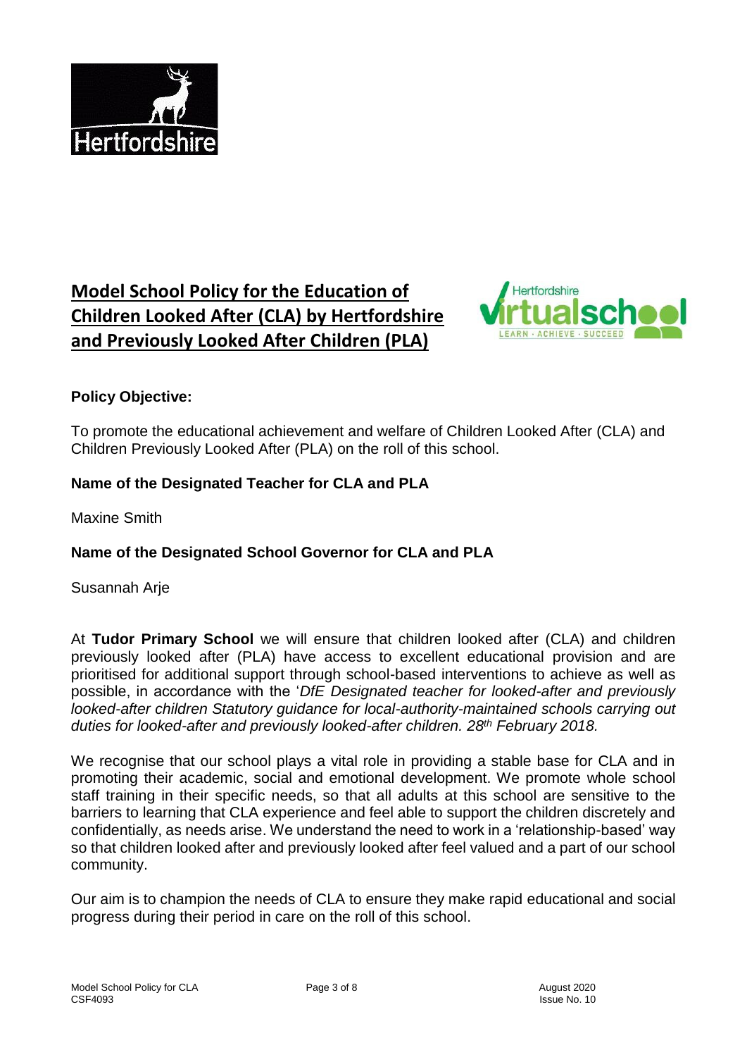# Model School Policy for the Education of Children Looked After (CLA) by Hertfordshire and Previously Looked After Children (PLA)

**Policy Objective:**

To promote the educational achievement and welfare of Children Looked After (CLA) and Children Previously Looked After (PLA) on the roll of this school.

**Name of the Designated Teacher for CLA and PLA**

Maxine Smith

**Name of the Designated School Governor for CLA and PLA**

Susannah Arje

At **Tudor Primary School** we will ensure that children looked after (CLA) and children previously looked after (PLA) have access to excellent educational provision and are prioritised for additional support through school-based interventions to achieve as well as possible, in accordance with the '*DfE Designated teacher for looked-after and previously looked-after children Statutory guidance for local-authority-maintained schools carrying out duties for looked-after and previously looked-after children. 28th February 2018.*

We recognise that our school plays a vital role in providing a stable base for CLA and in promoting their academic, social and emotional development. We promote whole school staff training in their specific needs, so that all adults at this school are sensitive to the barriers to learning that CLA experience and feel able to support the children discretely and confidentially, as needs arise. We understand the need to work in a 'relationship-based' way so that children looked after and previously looked after feel valued and a part of our school community.

Our aim is to champion the needs of CLA to ensure they make rapid educational and social progress during their period in care on the roll of this school.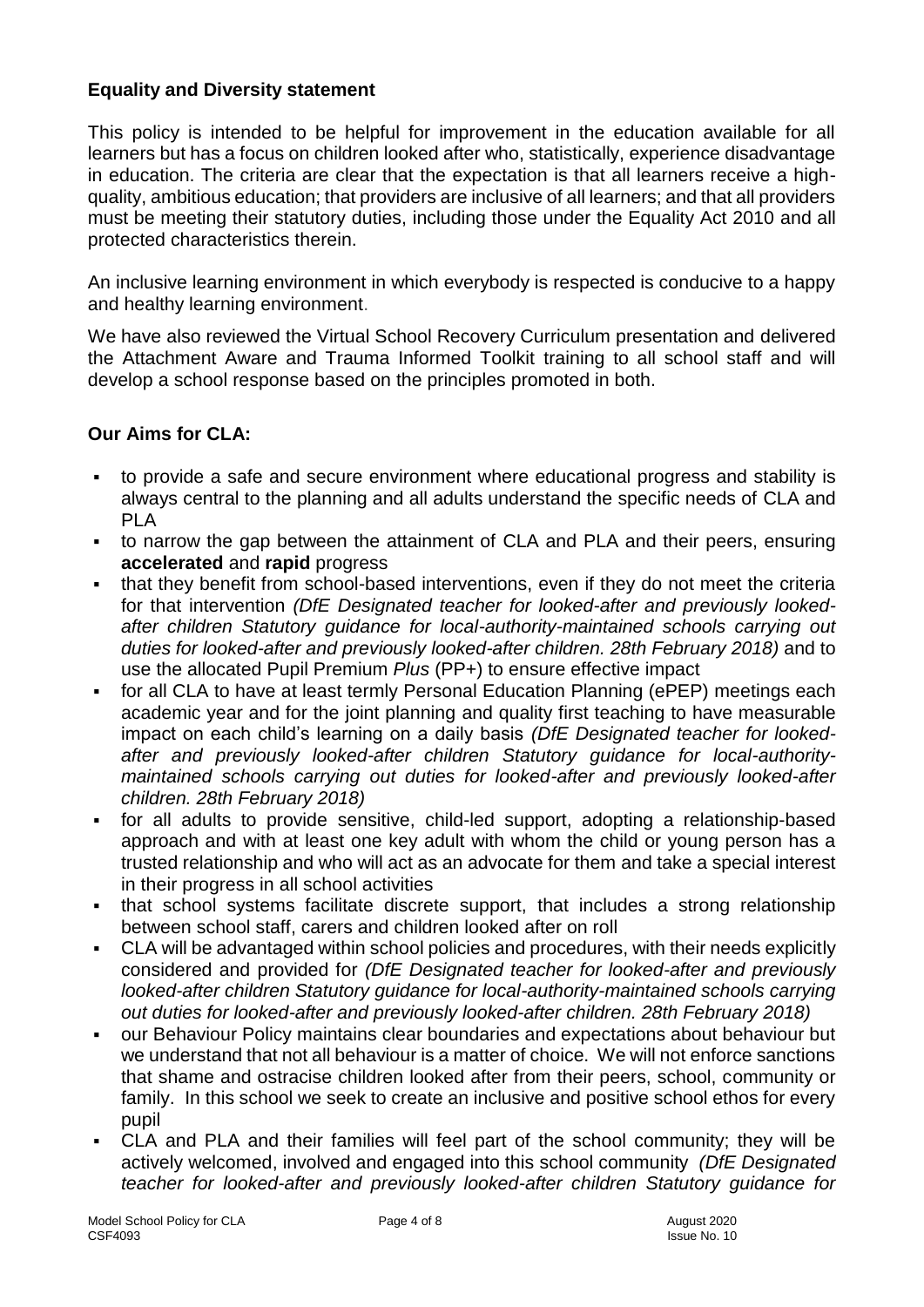**Equality and Diversity statement**

This policy is intended to be helpful for improvement in the education available for all learners but has a focus on children looked after who, statistically, experience disadvantage in education. The criteria are clear that the expectation is that all learners receive a high-quality, ambitious education; that providers are inclusive of all learners; and that all providers must be meeting their statutory duties, including those under the Equality Act 2010 and all protected characteristics therein.

An inclusive learning environment in which everybody is respected is conducive to a happy and healthy learning environment.

We have also reviewed the Virtual School Recovery Curriculum presentation and delivered the Attachment Aware and Trauma Informed Toolkit training to all school staff and will develop a school response based on the principles promoted in both.

**Our Aims for CLA:**

- to provide a safe and secure environment where educational progress and stability is always central to the planning and all adults understand the specific needs of CLA and PLA
- to narrow the gap between the attainment of CLA and PLA and their peers, ensuring **accelerated** and **rapid** progress
- that they benefit from school-based interventions, even if they do not meet the criteria for that intervention *(DfE Designated teacher for looked-after and previously looked-after children Statutory guidance for local-authority-maintained schools carrying out duties for looked-after and previously looked-after children. 28th February 2018)* and to use the allocated Pupil Premium *Plus* (PP+) to ensure effective impact
- for all CLA to have at least termly Personal Education Planning (ePEP) meetings each academic year and for the joint planning and quality first teaching to have measurable impact on each child's learning on a daily basis *(DfE Designated teacher for looked-after and previously looked-after children Statutory guidance for local-authority-maintained schools carrying out duties for looked-after and previously looked-after children. 28th February 2018)*
- for all adults to provide sensitive, child-led support, adopting a relationship-based approach and with at least one key adult with whom the child or young person has a trusted relationship and who will act as an advocate for them and take a special interest in their progress in all school activities
- that school systems facilitate discrete support, that includes a strong relationship between school staff, carers and children looked after on roll
- CLA will be advantaged within school policies and procedures, with their needs explicitly considered and provided for *(DfE Designated teacher for looked-after and previously looked-after children Statutory guidance for local-authority-maintained schools carrying out duties for looked-after and previously looked-after children. 28th February 2018)*
- our Behaviour Policy maintains clear boundaries and expectations about behaviour but we understand that not all behaviour is a matter of choice. We will not enforce sanctions that shame and ostracise children looked after from their peers, school, community or family. In this school we seek to create an inclusive and positive school ethos for every pupil
- CLA and PLA and their families will feel part of the school community; they will be actively welcomed, involved and engaged into this school community *(DfE Designated teacher for looked-after and previously looked-after children Statutory guidance for*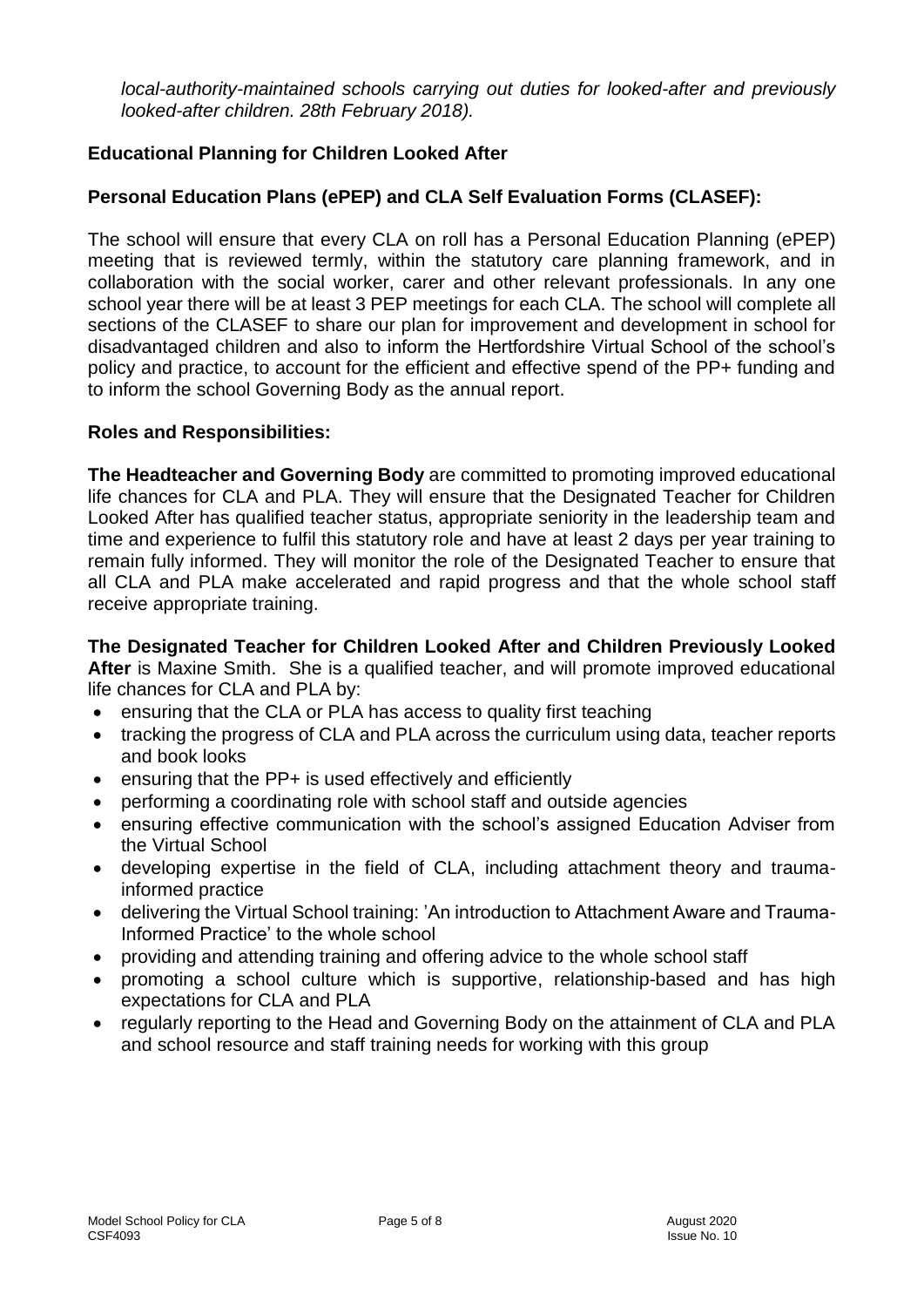*local-authority-maintained schools carrying out duties for looked-after and previously looked-after children. 28th February 2018).*

**Educational Planning for Children Looked After**

**Personal Education Plans (ePEP) and CLA Self Evaluation Forms (CLASEF):**

The school will ensure that every CLA on roll has a Personal Education Planning (ePEP) meeting that is reviewed termly, within the statutory care planning framework, and in collaboration with the social worker, carer and other relevant professionals. In any one school year there will be at least 3 PEP meetings for each CLA. The school will complete all sections of the CLASEF to share our plan for improvement and development in school for disadvantaged children and also to inform the Hertfordshire Virtual School of the school's policy and practice, to account for the efficient and effective spend of the PP+ funding and to inform the school Governing Body as the annual report.

**Roles and Responsibilities:**

**The Headteacher and Governing Body** are committed to promoting improved educational life chances for CLA and PLA. They will ensure that the Designated Teacher for Children Looked After has qualified teacher status, appropriate seniority in the leadership team and time and experience to fulfil this statutory role and have at least 2 days per year training to remain fully informed. They will monitor the role of the Designated Teacher to ensure that all CLA and PLA make accelerated and rapid progress and that the whole school staff receive appropriate training.

**The Designated Teacher for Children Looked After and Children Previously Looked After** is Maxine Smith. She is a qualified teacher, and will promote improved educational life chances for CLA and PLA by:

- ensuring that the CLA or PLA has access to quality first teaching
- tracking the progress of CLA and PLA across the curriculum using data, teacher reports and book looks
- ensuring that the PP+ is used effectively and efficiently
- performing a coordinating role with school staff and outside agencies
- ensuring effective communication with the school's assigned Education Adviser from the Virtual School
- developing expertise in the field of CLA, including attachment theory and trauma-informed practice
- delivering the Virtual School training: 'An introduction to Attachment Aware and Trauma-Informed Practice' to the whole school
- providing and attending training and offering advice to the whole school staff
- promoting a school culture which is supportive, relationship-based and has high expectations for CLA and PLA
- regularly reporting to the Head and Governing Body on the attainment of CLA and PLA and school resource and staff training needs for working with this group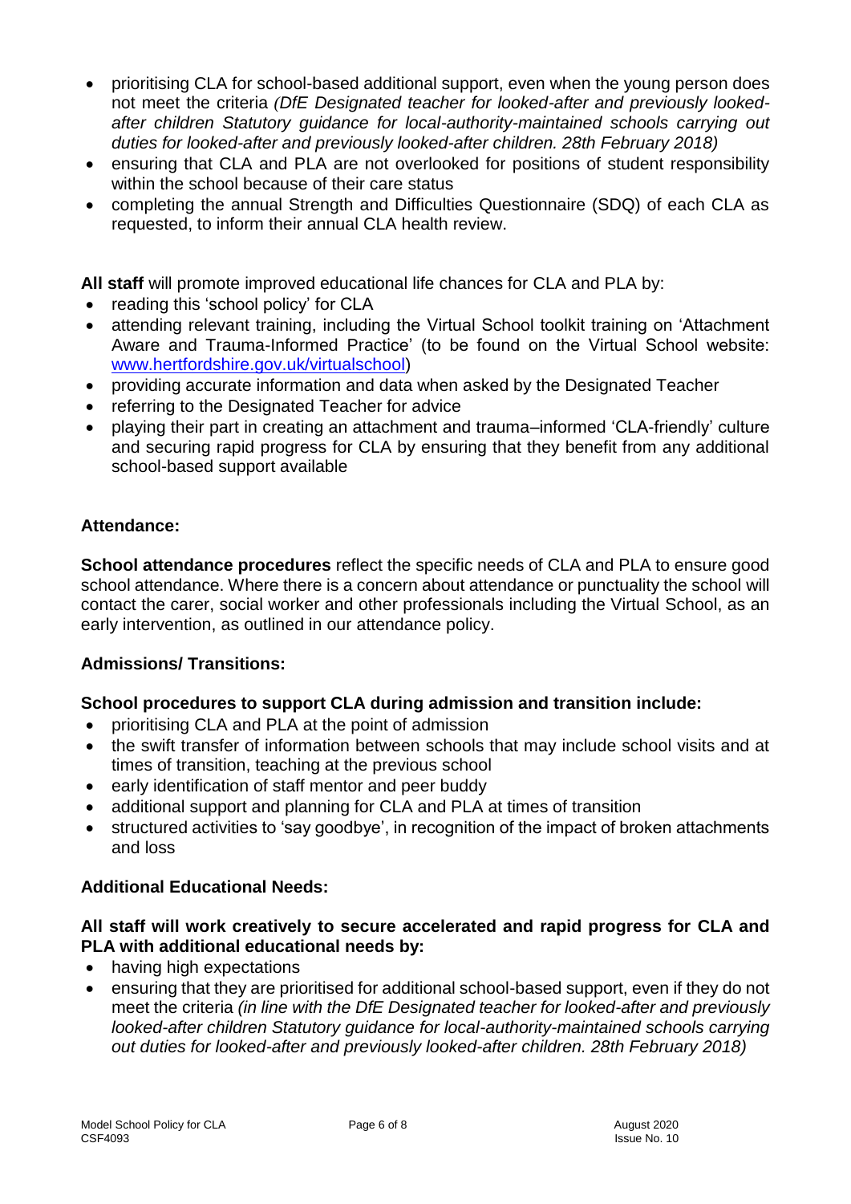- prioritising CLA for school-based additional support, even when the young person does not meet the criteria *(DfE Designated teacher for looked-after and previously looked-after children Statutory guidance for local-authority-maintained schools carrying out duties for looked-after and previously looked-after children. 28th February 2018)*
- ensuring that CLA and PLA are not overlooked for positions of student responsibility within the school because of their care status
- completing the annual Strength and Difficulties Questionnaire (SDQ) of each CLA as requested, to inform their annual CLA health review.

**All staff** will promote improved educational life chances for CLA and PLA by:

- reading this 'school policy' for CLA
- attending relevant training, including the Virtual School toolkit training on 'Attachment Aware and Trauma-Informed Practice' (to be found on the Virtual School website: [www.hertfordshire.gov.uk/virtualschool](http://www.hertfordshire.gov.uk/virtualschool))
- providing accurate information and data when asked by the Designated Teacher
- referring to the Designated Teacher for advice
- playing their part in creating an attachment and trauma–informed 'CLA-friendly' culture and securing rapid progress for CLA by ensuring that they benefit from any additional school-based support available

### Attendance:

**School attendance procedures** reflect the specific needs of CLA and PLA to ensure good school attendance. Where there is a concern about attendance or punctuality the school will contact the carer, social worker and other professionals including the Virtual School, as an early intervention, as outlined in our attendance policy.

### Admissions/ Transitions:

**School procedures to support CLA during admission and transition include:**

- prioritising CLA and PLA at the point of admission
- the swift transfer of information between schools that may include school visits and at times of transition, teaching at the previous school
- early identification of staff mentor and peer buddy
- additional support and planning for CLA and PLA at times of transition
- structured activities to 'say goodbye', in recognition of the impact of broken attachments and loss

### Additional Educational Needs:

**All staff will work creatively to secure accelerated and rapid progress for CLA and PLA with additional educational needs by:**

- having high expectations
- ensuring that they are prioritised for additional school-based support, even if they do not meet the criteria *(in line with the DfE Designated teacher for looked-after and previously looked-after children Statutory guidance for local-authority-maintained schools carrying out duties for looked-after and previously looked-after children. 28th February 2018)*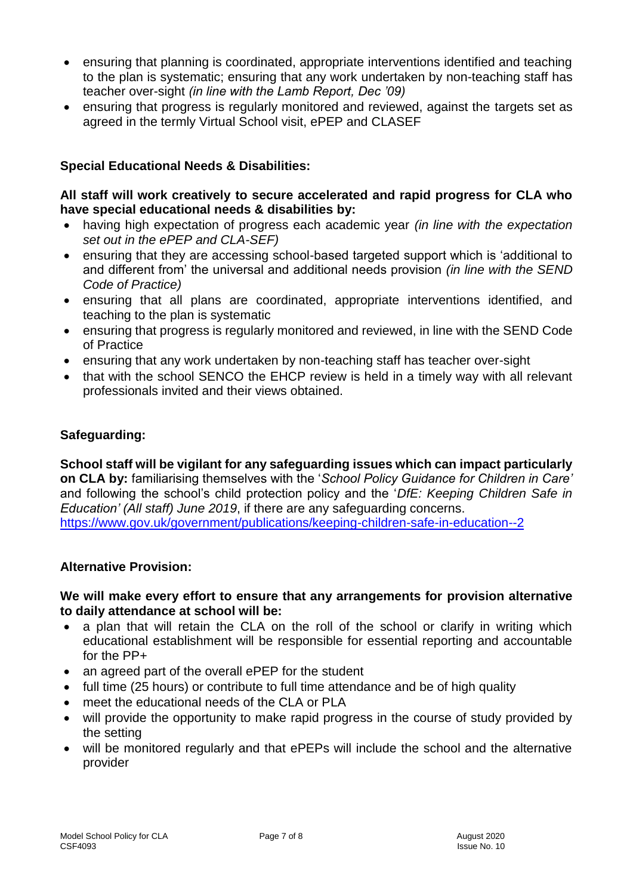- ensuring that planning is coordinated, appropriate interventions identified and teaching to the plan is systematic; ensuring that any work undertaken by non-teaching staff has teacher over-sight *(in line with the Lamb Report, Dec '09)*
- ensuring that progress is regularly monitored and reviewed, against the targets set as agreed in the termly Virtual School visit, ePEP and CLASEF

**Special Educational Needs & Disabilities:**

**All staff will work creatively to secure accelerated and rapid progress for CLA who have special educational needs & disabilities by:**

- having high expectation of progress each academic year *(in line with the expectation set out in the ePEP and CLA-SEF)*
- ensuring that they are accessing school-based targeted support which is 'additional to and different from' the universal and additional needs provision *(in line with the SEND Code of Practice)*
- ensuring that all plans are coordinated, appropriate interventions identified, and teaching to the plan is systematic
- ensuring that progress is regularly monitored and reviewed, in line with the SEND Code of Practice
- ensuring that any work undertaken by non-teaching staff has teacher over-sight
- that with the school SENCO the EHCP review is held in a timely way with all relevant professionals invited and their views obtained.

**Safeguarding:**

**School staff will be vigilant for any safeguarding issues which can impact particularly on CLA by:** familiarising themselves with the '*School Policy Guidance for Children in Care'* and following the school's child protection policy and the '*DfE: Keeping Children Safe in Education' (All staff) June 2019*, if there are any safeguarding concerns.
https://www.gov.uk/government/publications/keeping-children-safe-in-education--2

**Alternative Provision:**

**We will make every effort to ensure that any arrangements for provision alternative to daily attendance at school will be:**

- a plan that will retain the CLA on the roll of the school or clarify in writing which educational establishment will be responsible for essential reporting and accountable for the PP+
- an agreed part of the overall ePEP for the student
- full time (25 hours) or contribute to full time attendance and be of high quality
- meet the educational needs of the CLA or PLA
- will provide the opportunity to make rapid progress in the course of study provided by the setting
- will be monitored regularly and that ePEPs will include the school and the alternative provider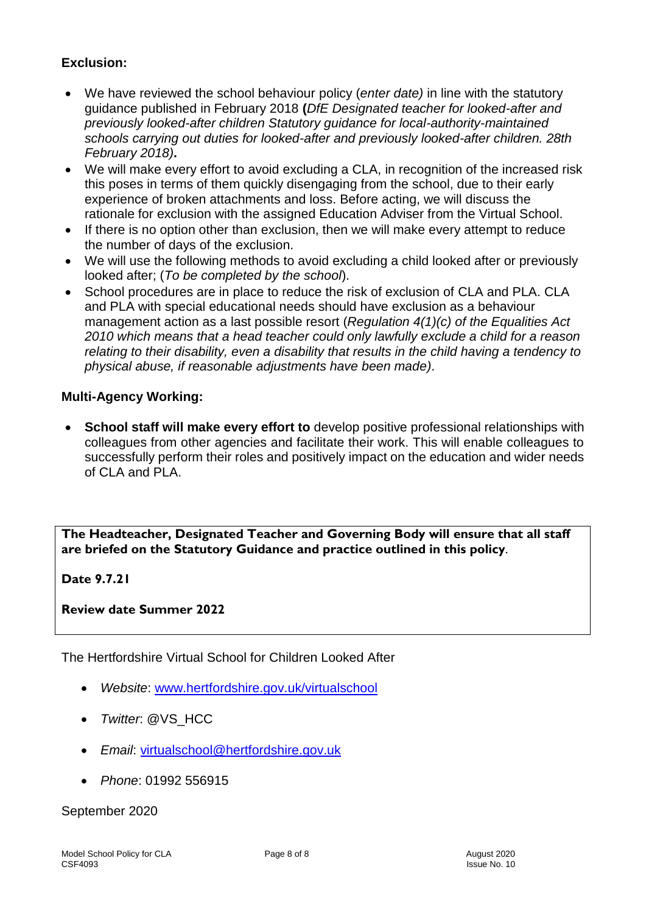**Exclusion:**

- We have reviewed the school behaviour policy (*enter date)* in line with the statutory guidance published in February 2018 **(***DfE Designated teacher for looked-after and previously looked-after children Statutory guidance for local-authority-maintained schools carrying out duties for looked-after and previously looked-after children. 28th February 2018)***.**
- We will make every effort to avoid excluding a CLA, in recognition of the increased risk this poses in terms of them quickly disengaging from the school, due to their early experience of broken attachments and loss. Before acting, we will discuss the rationale for exclusion with the assigned Education Adviser from the Virtual School.
- If there is no option other than exclusion, then we will make every attempt to reduce the number of days of the exclusion.
- We will use the following methods to avoid excluding a child looked after or previously looked after; (*To be completed by the school*).
- School procedures are in place to reduce the risk of exclusion of CLA and PLA. CLA and PLA with special educational needs should have exclusion as a behaviour management action as a last possible resort (*Regulation 4(1)(c) of the Equalities Act 2010 which means that a head teacher could only lawfully exclude a child for a reason relating to their disability, even a disability that results in the child having a tendency to physical abuse, if reasonable adjustments have been made)*.

**Multi-Agency Working:**

- **School staff will make every effort to** develop positive professional relationships with colleagues from other agencies and facilitate their work. This will enable colleagues to successfully perform their roles and positively impact on the education and wider needs of CLA and PLA.

**The Headteacher, Designated Teacher and Governing Body will ensure that all staff are briefed on the Statutory Guidance and practice outlined in this policy**.

**Date 9.7.21**

**Review date Summer 2022**

The Hertfordshire Virtual School for Children Looked After

- *Website*: www.hertfordshire.gov.uk/virtualschool
- *Twitter*: @VS_HCC
- *Email*: virtualschool@hertfordshire.gov.uk
- *Phone*: 01992 556915

September 2020